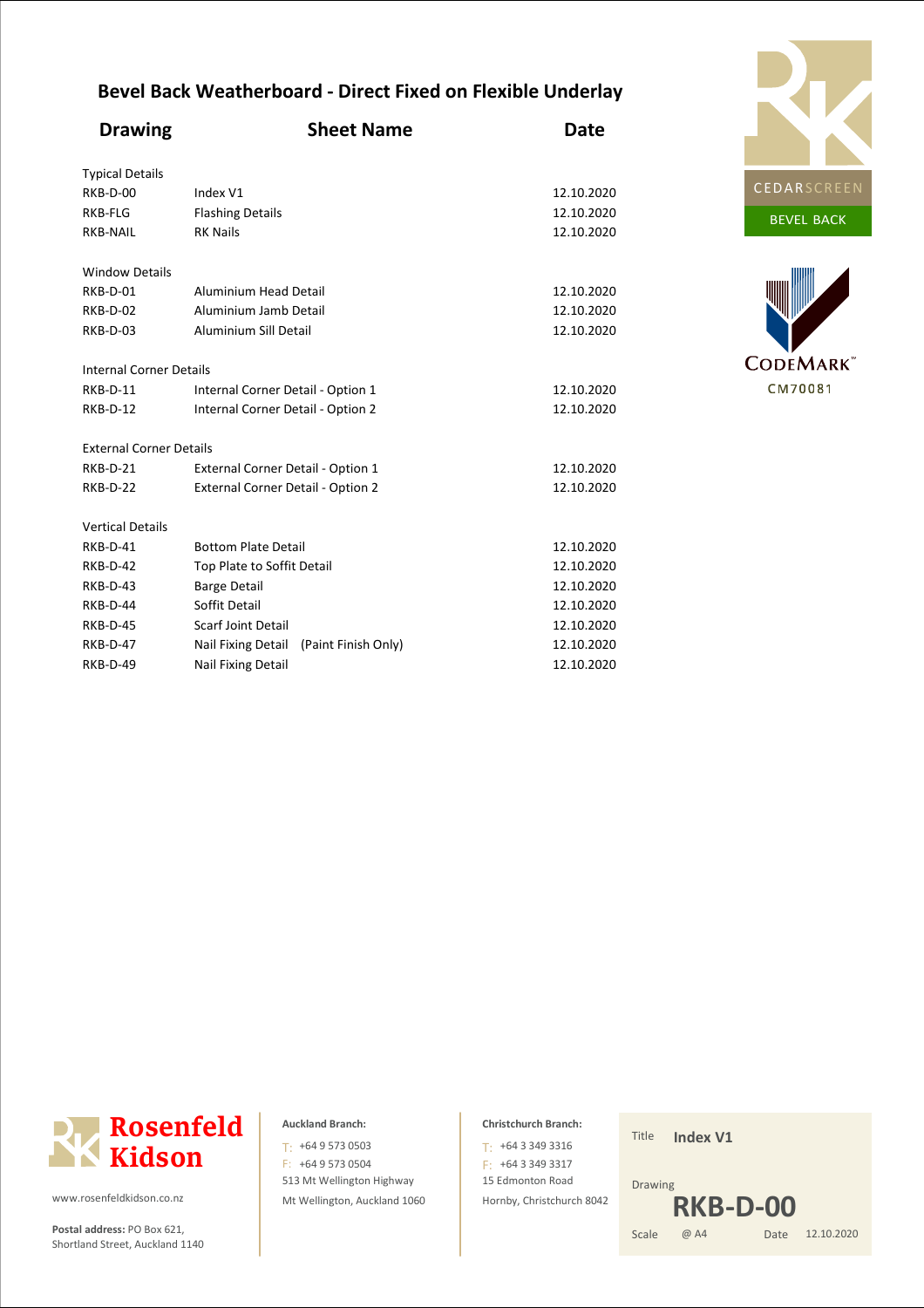# Bevel Back Weatherboard - Direct Fixed on Flexible Underlay

| Drawing | Sheet Name | Date |
|---|---|---|
| **Typical Details** | | |
| RKB-D-00 | Index V1 | 12.10.2020 |
| RKB-FLG | Flashing Details | 12.10.2020 |
| RKB-NAIL | RK Nails | 12.10.2020 |
| **Window Details** | | |
| RKB-D-01 | Aluminium Head Detail | 12.10.2020 |
| RKB-D-02 | Aluminium Jamb Detail | 12.10.2020 |
| RKB-D-03 | Aluminium Sill Detail | 12.10.2020 |
| **Internal Corner Details** | | |
| RKB-D-11 | Internal Corner Detail - Option 1 | 12.10.2020 |
| RKB-D-12 | Internal Corner Detail - Option 2 | 12.10.2020 |
| **External Corner Details** | | |
| RKB-D-21 | External Corner Detail - Option 1 | 12.10.2020 |
| RKB-D-22 | External Corner Detail - Option 2 | 12.10.2020 |
| **Vertical Details** | | |
| RKB-D-41 | Bottom Plate Detail | 12.10.2020 |
| RKB-D-42 | Top Plate to Soffit Detail | 12.10.2020 |
| RKB-D-43 | Barge Detail | 12.10.2020 |
| RKB-D-44 | Soffit Detail | 12.10.2020 |
| RKB-D-45 | Scarf Joint Detail | 12.10.2020 |
| RKB-D-47 | Nail Fixing Detail (Paint Finish Only) | 12.10.2020 |
| RKB-D-49 | Nail Fixing Detail | 12.10.2020 |

CEDARSCREEN
BEVEL BACK

CODEMARK™
CM70081

**Rosenfeld Kidson**

www.rosenfeldkidson.co.nz

**Postal address:** PO Box 621, Shortland Street, Auckland 1140

**Auckland Branch:**
T: +64 9 573 0503
F: +64 9 573 0504
513 Mt Wellington Highway
Mt Wellington, Auckland 1060

**Christchurch Branch:**
T: +64 3 349 3316
F: +64 3 349 3317
15 Edmonton Road
Hornby, Christchurch 8042

Title **Index V1**
Drawing **RKB-D-00**
Scale @ A4 Date 12.10.2020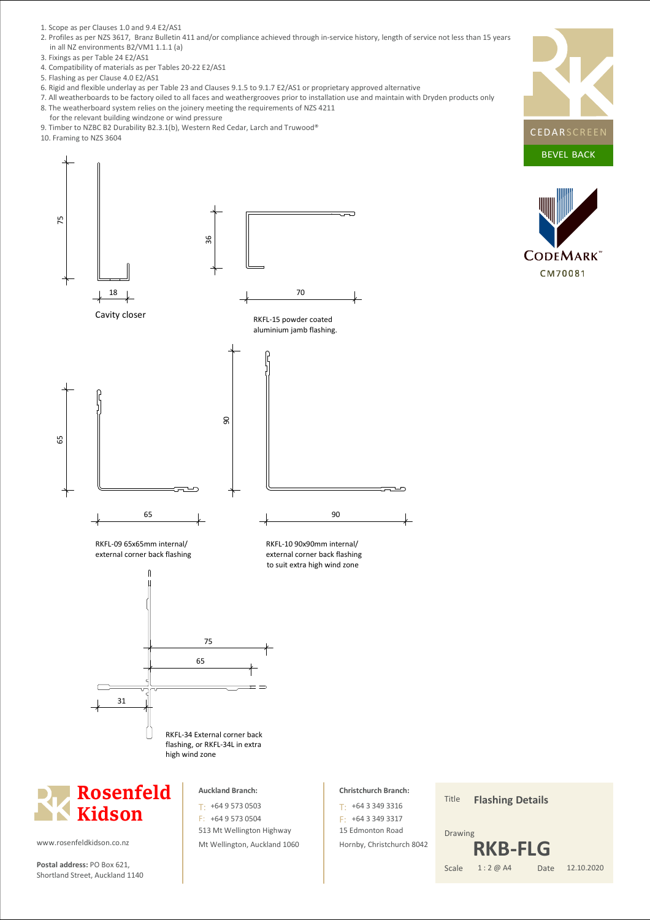1. Scope as per Clauses 1.0 and 9.4 E2/AS1
2. Profiles as per NZS 3617, Branz Bulletin 411 and/or compliance achieved through in-service history, length of service not less than 15 years in all NZ environments B2/VM1 1.1.1 (a)
3. Fixings as per Table 24 E2/AS1
4. Compatibility of materials as per Tables 20-22 E2/AS1
5. Flashing as per Clause 4.0 E2/AS1
6. Rigid and flexible underlay as per Table 23 and Clauses 9.1.5 to 9.1.7 E2/AS1 or proprietary approved alternative
7. All weatherboards to be factory oiled to all faces and weathergrooves prior to installation use and maintain with Dryden products only
8. The weatherboard system relies on the joinery meeting the requirements of NZS 4211 for the relevant building windzone or wind pressure
9. Timber to NZBC B2 Durability B2.3.1(b), Western Red Cedar, Larch and Truwood®
10. Framing to NZS 3604

CEDARSCREEN

BEVEL BACK

CODEMARK™ CM70081

75

18

Cavity closer

36

70

RKFL-15 powder coated aluminium jamb flashing.

65

65

RKFL-09 65x65mm internal/ external corner back flashing

90

90

RKFL-10 90x90mm internal/ external corner back flashing to suit extra high wind zone

75

65

31

RKFL-34 External corner back flashing, or RKFL-34L in extra high wind zone

**Rosenfeld Kidson**

www.rosenfeldkidson.co.nz

**Postal address:** PO Box 621, Shortland Street, Auckland 1140

**Auckland Branch:**
T: +64 9 573 0503
F: +64 9 573 0504
513 Mt Wellington Highway
Mt Wellington, Auckland 1060

**Christchurch Branch:**
T: +64 3 349 3316
F: +64 3 349 3317
15 Edmonton Road
Hornby, Christchurch 8042

Title **Flashing Details**

Drawing **RKB-FLG**

Scale 1 : 2 @ A4 Date 12.10.2020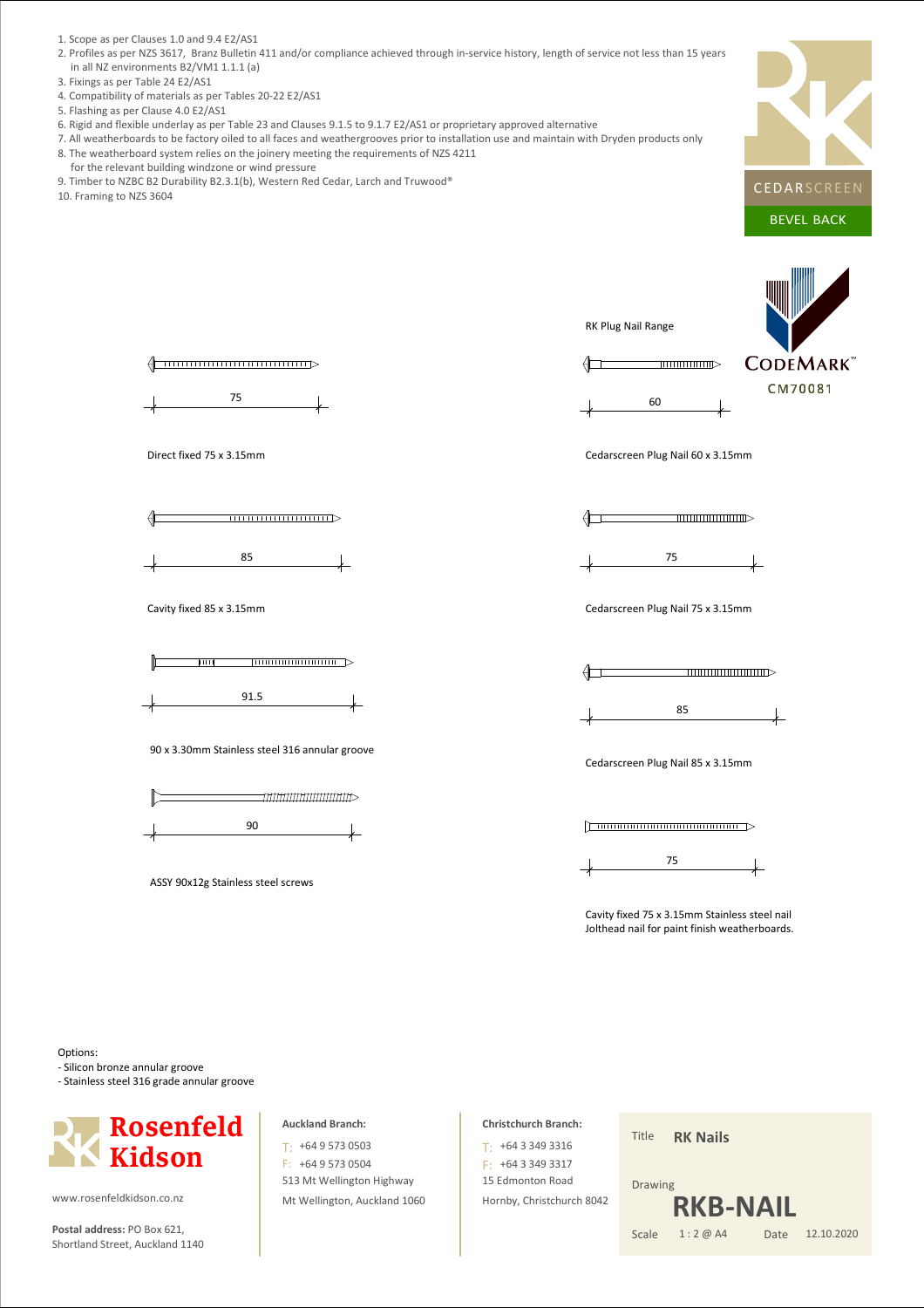1. Scope as per Clauses 1.0 and 9.4 E2/AS1
2. Profiles as per NZS 3617, Branz Bulletin 411 and/or compliance achieved through in-service history, length of service not less than 15 years in all NZ environments B2/VM1 1.1.1 (a)
3. Fixings as per Table 24 E2/AS1
4. Compatibility of materials as per Tables 20-22 E2/AS1
5. Flashing as per Clause 4.0 E2/AS1
6. Rigid and flexible underlay as per Table 23 and Clauses 9.1.5 to 9.1.7 E2/AS1 or proprietary approved alternative
7. All weatherboards to be factory oiled to all faces and weathergrooves prior to installation use and maintain with Dryden products only
8. The weatherboard system relies on the joinery meeting the requirements of NZS 4211 for the relevant building windzone or wind pressure
9. Timber to NZBC B2 Durability B2.3.1(b), Western Red Cedar, Larch and Truwood®
10. Framing to NZS 3604

CEDARSCREEN
BEVEL BACK

CODEMARK™
CM70081

RK Plug Nail Range

75

Direct fixed 75 x 3.15mm

60

Cedarscreen Plug Nail 60 x 3.15mm

85

Cavity fixed 85 x 3.15mm

75

Cedarscreen Plug Nail 75 x 3.15mm

91.5

90 x 3.30mm Stainless steel 316 annular groove

85

Cedarscreen Plug Nail 85 x 3.15mm

90

ASSY 90x12g Stainless steel screws

75

Cavity fixed 75 x 3.15mm Stainless steel nail
Jolthead nail for paint finish weatherboards.

Options:
- Silicon bronze annular groove
- Stainless steel 316 grade annular groove

**Rosenfeld Kidson**

www.rosenfeldkidson.co.nz

**Postal address:** PO Box 621,
Shortland Street, Auckland 1140

**Auckland Branch:**
T: +64 9 573 0503
F: +64 9 573 0504
513 Mt Wellington Highway
Mt Wellington, Auckland 1060

**Christchurch Branch:**
T: +64 3 349 3316
F: +64 3 349 3317
15 Edmonton Road
Hornby, Christchurch 8042

| | |
|---|---|
| Title | **RK Nails** |
| Drawing | **RKB-NAIL** |
| Scale | 1 : 2 @ A4 |
| Date | 12.10.2020 |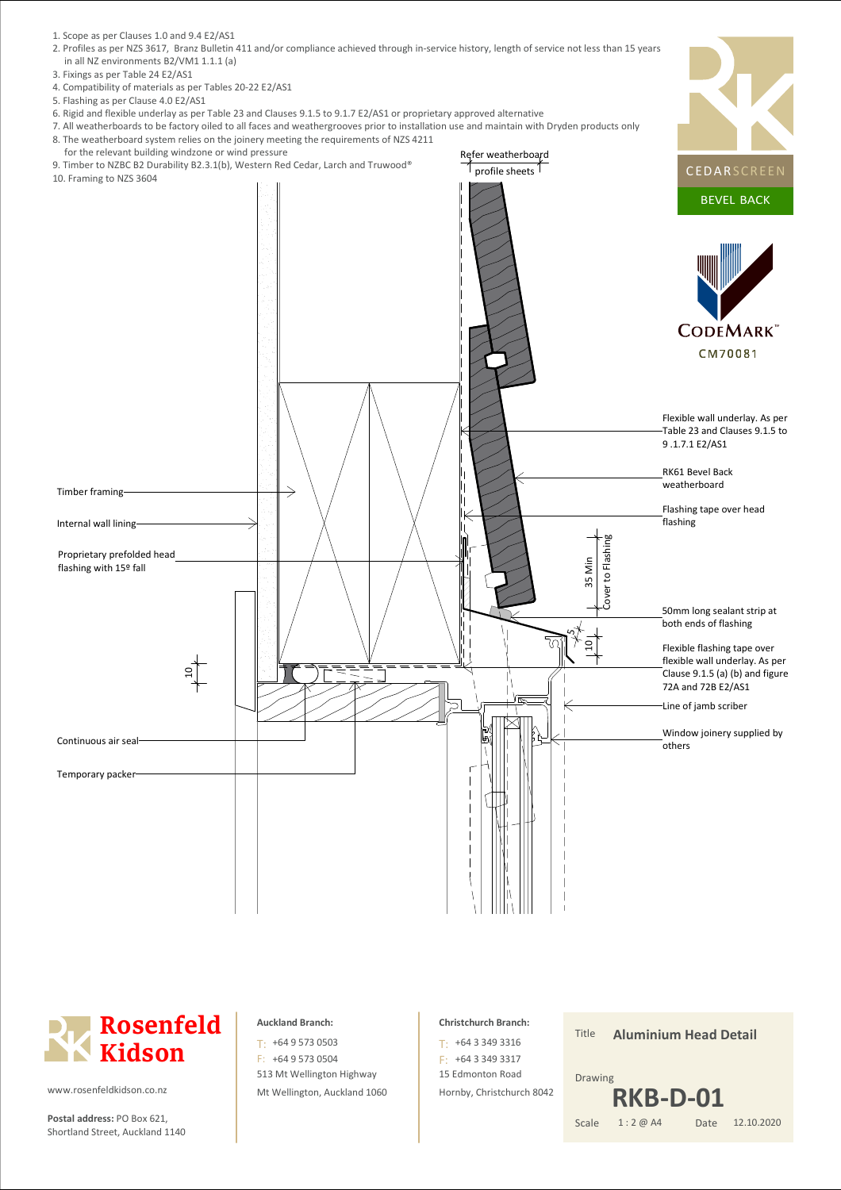1. Scope as per Clauses 1.0 and 9.4 E2/AS1
2. Profiles as per NZS 3617, Branz Bulletin 411 and/or compliance achieved through in-service history, length of service not less than 15 years in all NZ environments B2/VM1 1.1.1 (a)
3. Fixings as per Table 24 E2/AS1
4. Compatibility of materials as per Tables 20-22 E2/AS1
5. Flashing as per Clause 4.0 E2/AS1
6. Rigid and flexible underlay as per Table 23 and Clauses 9.1.5 to 9.1.7 E2/AS1 or proprietary approved alternative
7. All weatherboards to be factory oiled to all faces and weathergrooves prior to installation use and maintain with Dryden products only
8. The weatherboard system relies on the joinery meeting the requirements of NZS 4211 for the relevant building windzone or wind pressure
9. Timber to NZBC B2 Durability B2.3.1(b), Western Red Cedar, Larch and Truwood®
10. Framing to NZS 3604

CEDARSCREEN

BEVEL BACK

CODEMARK™ CM70081

Refer weatherboard profile sheets

Flexible wall underlay. As per Table 23 and Clauses 9.1.5 to 9 .1.7.1 E2/AS1

RK61 Bevel Back weatherboard

Flashing tape over head flashing

35 Min Cover to Flashing

50mm long sealant strip at both ends of flashing

5

10

Flexible flashing tape over flexible wall underlay. As per Clause 9.1.5 (a) (b) and figure 72A and 72B E2/AS1

Line of jamb scriber

Window joinery supplied by others

Timber framing

Internal wall lining

Proprietary prefolded head flashing with 15º fall

10

Continuous air seal

Temporary packer

**Rosenfeld Kidson**

www.rosenfeldkidson.co.nz

**Postal address:** PO Box 621, Shortland Street, Auckland 1140

**Auckland Branch:**
T: +64 9 573 0503
F: +64 9 573 0504
513 Mt Wellington Highway
Mt Wellington, Auckland 1060

**Christchurch Branch:**
T: +64 3 349 3316
F: +64 3 349 3317
15 Edmonton Road
Hornby, Christchurch 8042

Title **Aluminium Head Detail**

Drawing **RKB-D-01**

Scale 1 : 2 @ A4 Date 12.10.2020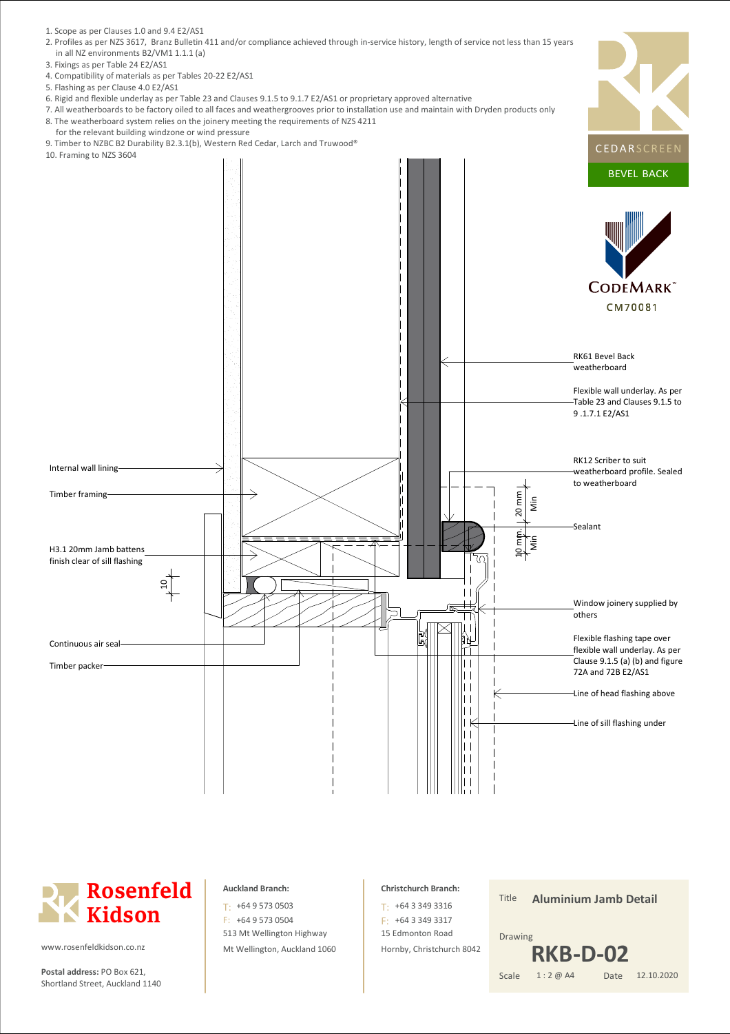1. Scope as per Clauses 1.0 and 9.4 E2/AS1
2. Profiles as per NZS 3617, Branz Bulletin 411 and/or compliance achieved through in-service history, length of service not less than 15 years in all NZ environments B2/VM1 1.1.1 (a)
3. Fixings as per Table 24 E2/AS1
4. Compatibility of materials as per Tables 20-22 E2/AS1
5. Flashing as per Clause 4.0 E2/AS1
6. Rigid and flexible underlay as per Table 23 and Clauses 9.1.5 to 9.1.7 E2/AS1 or proprietary approved alternative
7. All weatherboards to be factory oiled to all faces and weathergrooves prior to installation use and maintain with Dryden products only
8. The weatherboard system relies on the joinery meeting the requirements of NZS 4211 for the relevant building windzone or wind pressure
9. Timber to NZBC B2 Durability B2.3.1(b), Western Red Cedar, Larch and Truwood®
10. Framing to NZS 3604

CEDARSCREEN

BEVEL BACK

CODEMARK™ CM70081

RK61 Bevel Back weatherboard

Flexible wall underlay. As per Table 23 and Clauses 9.1.5 to 9 .1.7.1 E2/AS1

RK12 Scriber to suit weatherboard profile. Sealed to weatherboard

20 mm Min

Sealant

10 mm Min

Internal wall lining

Timber framing

H3.1 20mm Jamb battens finish clear of sill flashing

10

Window joinery supplied by others

Flexible flashing tape over flexible wall underlay. As per Clause 9.1.5 (a) (b) and figure 72A and 72B E2/AS1

Continuous air seal

Timber packer

Line of head flashing above

Line of sill flashing under

**Rosenfeld Kidson**

www.rosenfeldkidson.co.nz

**Postal address:** PO Box 621, Shortland Street, Auckland 1140

**Auckland Branch:**
T: +64 9 573 0503
F: +64 9 573 0504
513 Mt Wellington Highway
Mt Wellington, Auckland 1060

**Christchurch Branch:**
T: +64 3 349 3316
F: +64 3 349 3317
15 Edmonton Road
Hornby, Christchurch 8042

Title **Aluminium Jamb Detail**

Drawing **RKB-D-02**

Scale 1 : 2 @ A4 Date 12.10.2020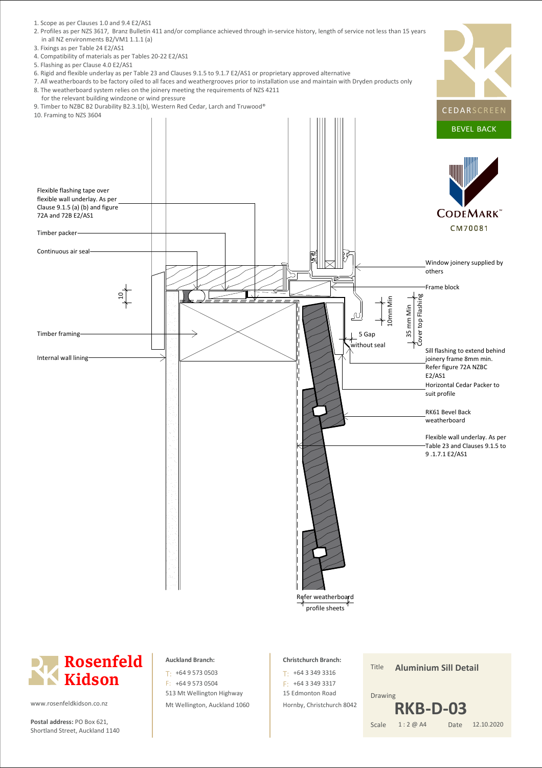1. Scope as per Clauses 1.0 and 9.4 E2/AS1
2. Profiles as per NZS 3617, Branz Bulletin 411 and/or compliance achieved through in-service history, length of service not less than 15 years in all NZ environments B2/VM1 1.1.1 (a)
3. Fixings as per Table 24 E2/AS1
4. Compatibility of materials as per Tables 20-22 E2/AS1
5. Flashing as per Clause 4.0 E2/AS1
6. Rigid and flexible underlay as per Table 23 and Clauses 9.1.5 to 9.1.7 E2/AS1 or proprietary approved alternative
7. All weatherboards to be factory oiled to all faces and weathergrooves prior to installation use and maintain with Dryden products only
8. The weatherboard system relies on the joinery meeting the requirements of NZS 4211 for the relevant building windzone or wind pressure
9. Timber to NZBC B2 Durability B2.3.1(b), Western Red Cedar, Larch and Truwood®
10. Framing to NZS 3604

CEDARSCREEN

BEVEL BACK

CODEMARK™ CM70081

Flexible flashing tape over flexible wall underlay. As per Clause 9.1.5 (a) (b) and figure 72A and 72B E2/AS1

Timber packer

Continuous air seal

10

Timber framing

Internal wall lining

Window joinery supplied by others

Frame block

10mm Min

35 mm Min Cover top Flashing

5 Gap without seal

Sill flashing to extend behind joinery frame 8mm min. Refer figure 72A NZBC E2/AS1

Horizontal Cedar Packer to suit profile

RK61 Bevel Back weatherboard

Flexible wall underlay. As per Table 23 and Clauses 9.1.5 to 9 .1.7.1 E2/AS1

Refer weatherboard profile sheets

**Rosenfeld Kidson**

www.rosenfeldkidson.co.nz

**Postal address:** PO Box 621, Shortland Street, Auckland 1140

**Auckland Branch:**
T: +64 9 573 0503
F: +64 9 573 0504
513 Mt Wellington Highway
Mt Wellington, Auckland 1060

**Christchurch Branch:**
T: +64 3 349 3316
F: +64 3 349 3317
15 Edmonton Road
Hornby, Christchurch 8042

| | |
|---|---|
| Title | **Aluminium Sill Detail** |
| Drawing | **RKB-D-03** |
| Scale | 1 : 2 @ A4 |
| Date | 12.10.2020 |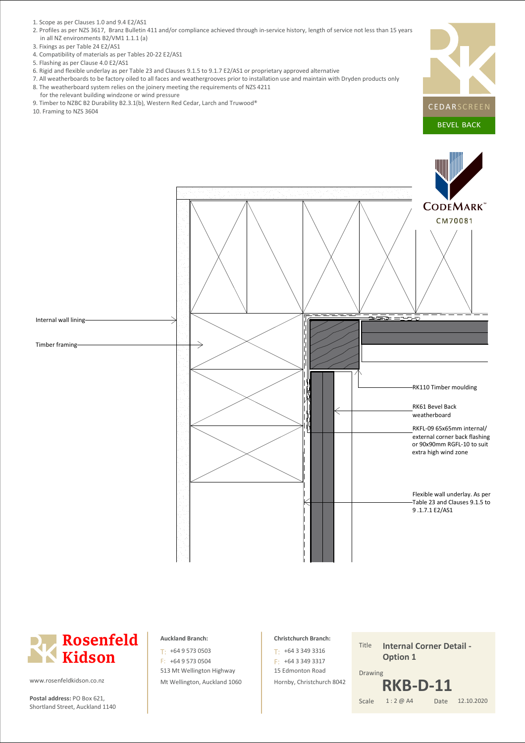1. Scope as per Clauses 1.0 and 9.4 E2/AS1
2. Profiles as per NZS 3617, Branz Bulletin 411 and/or compliance achieved through in-service history, length of service not less than 15 years in all NZ environments B2/VM1 1.1.1 (a)
3. Fixings as per Table 24 E2/AS1
4. Compatibility of materials as per Tables 20-22 E2/AS1
5. Flashing as per Clause 4.0 E2/AS1
6. Rigid and flexible underlay as per Table 23 and Clauses 9.1.5 to 9.1.7 E2/AS1 or proprietary approved alternative
7. All weatherboards to be factory oiled to all faces and weathergrooves prior to installation use and maintain with Dryden products only
8. The weatherboard system relies on the joinery meeting the requirements of NZS 4211 for the relevant building windzone or wind pressure
9. Timber to NZBC B2 Durability B2.3.1(b), Western Red Cedar, Larch and Truwood®
10. Framing to NZS 3604

CEDARSCREEN

BEVEL BACK

CODEMARK™ CM70081

Internal wall lining

Timber framing

RK110 Timber moulding

RK61 Bevel Back weatherboard

RKFL-09 65x65mm internal/external corner back flashing or 90x90mm RGFL-10 to suit extra high wind zone

Flexible wall underlay. As per Table 23 and Clauses 9.1.5 to 9 .1.7.1 E2/AS1

**Rosenfeld Kidson**

www.rosenfeldkidson.co.nz

**Postal address:** PO Box 621, Shortland Street, Auckland 1140

**Auckland Branch:**
T: +64 9 573 0503
F: +64 9 573 0504
513 Mt Wellington Highway
Mt Wellington, Auckland 1060

**Christchurch Branch:**
T: +64 3 349 3316
F: +64 3 349 3317
15 Edmonton Road
Hornby, Christchurch 8042

Title **Internal Corner Detail - Option 1**

Drawing **RKB-D-11**

Scale 1 : 2 @ A4 Date 12.10.2020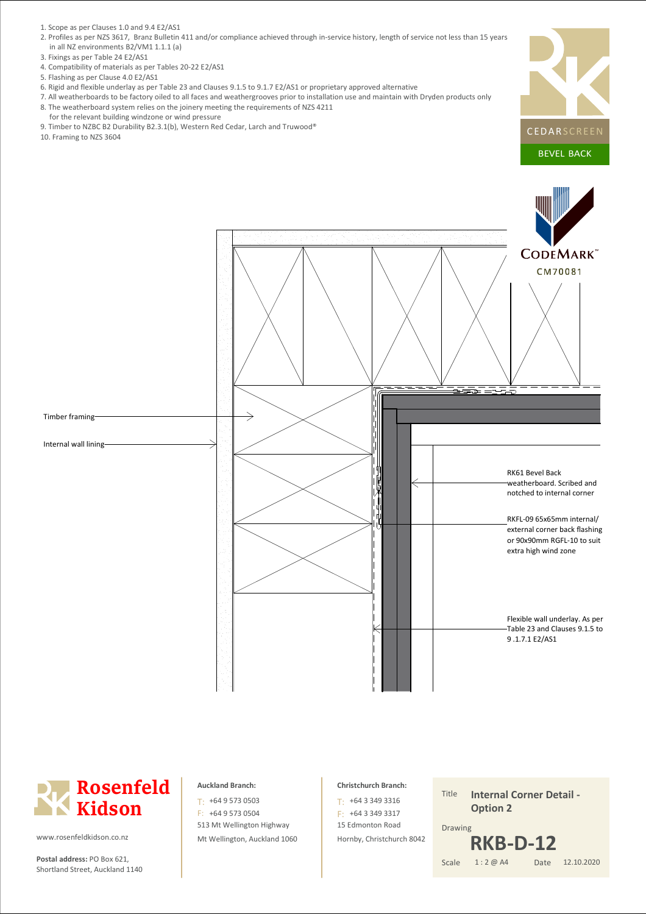1. Scope as per Clauses 1.0 and 9.4 E2/AS1
2. Profiles as per NZS 3617, Branz Bulletin 411 and/or compliance achieved through in-service history, length of service not less than 15 years in all NZ environments B2/VM1 1.1.1 (a)
3. Fixings as per Table 24 E2/AS1
4. Compatibility of materials as per Tables 20-22 E2/AS1
5. Flashing as per Clause 4.0 E2/AS1
6. Rigid and flexible underlay as per Table 23 and Clauses 9.1.5 to 9.1.7 E2/AS1 or proprietary approved alternative
7. All weatherboards to be factory oiled to all faces and weathergrooves prior to installation use and maintain with Dryden products only
8. The weatherboard system relies on the joinery meeting the requirements of NZS 4211 for the relevant building windzone or wind pressure
9. Timber to NZBC B2 Durability B2.3.1(b), Western Red Cedar, Larch and Truwood®
10. Framing to NZS 3604

CEDARSCREEN

BEVEL BACK

CODEMARK™

CM70081

Timber framing

Internal wall lining

RK61 Bevel Back weatherboard. Scribed and notched to internal corner

RKFL-09 65x65mm internal/ external corner back flashing or 90x90mm RGFL-10 to suit extra high wind zone

Flexible wall underlay. As per Table 23 and Clauses 9.1.5 to 9 .1.7.1 E2/AS1

**Rosenfeld Kidson**

www.rosenfeldkidson.co.nz

**Postal address:** PO Box 621, Shortland Street, Auckland 1140

**Auckland Branch:**

T: +64 9 573 0503
F: +64 9 573 0504
513 Mt Wellington Highway
Mt Wellington, Auckland 1060

**Christchurch Branch:**

T: +64 3 349 3316
F: +64 3 349 3317
15 Edmonton Road
Hornby, Christchurch 8042

Title **Internal Corner Detail - Option 2**

Drawing **RKB-D-12**

Scale 1 : 2 @ A4 Date 12.10.2020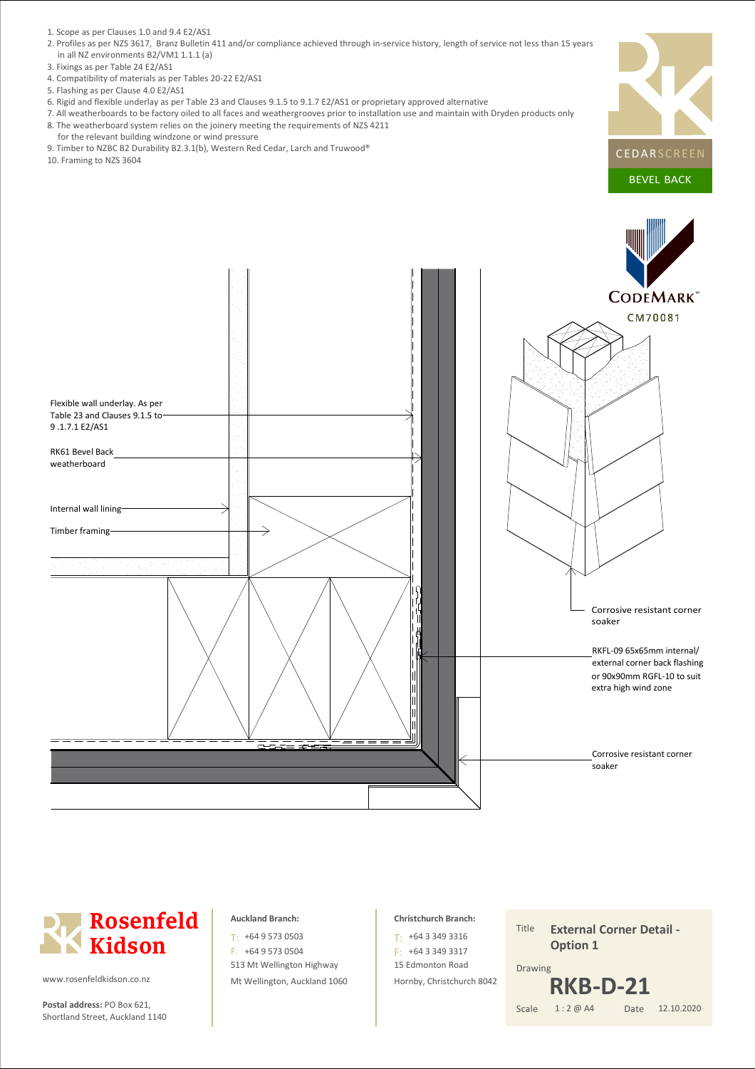1. Scope as per Clauses 1.0 and 9.4 E2/AS1
2. Profiles as per NZS 3617, Branz Bulletin 411 and/or compliance achieved through in-service history, length of service not less than 15 years in all NZ environments B2/VM1 1.1.1 (a)
3. Fixings as per Table 24 E2/AS1
4. Compatibility of materials as per Tables 20-22 E2/AS1
5. Flashing as per Clause 4.0 E2/AS1
6. Rigid and flexible underlay as per Table 23 and Clauses 9.1.5 to 9.1.7 E2/AS1 or proprietary approved alternative
7. All weatherboards to be factory oiled to all faces and weathergrooves prior to installation use and maintain with Dryden products only
8. The weatherboard system relies on the joinery meeting the requirements of NZS 4211 for the relevant building windzone or wind pressure
9. Timber to NZBC B2 Durability B2.3.1(b), Western Red Cedar, Larch and Truwood®
10. Framing to NZS 3604

CEDARSCREEN

BEVEL BACK

CODEMARK™ CM70081

Flexible wall underlay. As per Table 23 and Clauses 9.1.5 to 9 .1.7.1 E2/AS1

RK61 Bevel Back weatherboard

Internal wall lining

Timber framing

Corrosive resistant corner soaker

RKFL-09 65x65mm internal/ external corner back flashing or 90x90mm RGFL-10 to suit extra high wind zone

Corrosive resistant corner soaker

**Rosenfeld Kidson**

www.rosenfeldkidson.co.nz

**Postal address:** PO Box 621, Shortland Street, Auckland 1140

**Auckland Branch:**
T: +64 9 573 0503
F: +64 9 573 0504
513 Mt Wellington Highway
Mt Wellington, Auckland 1060

**Christchurch Branch:**
T: +64 3 349 3316
F: +64 3 349 3317
15 Edmonton Road
Hornby, Christchurch 8042

Title: **External Corner Detail - Option 1**

Drawing: **RKB-D-21**

Scale: 1 : 2 @ A4 Date: 12.10.2020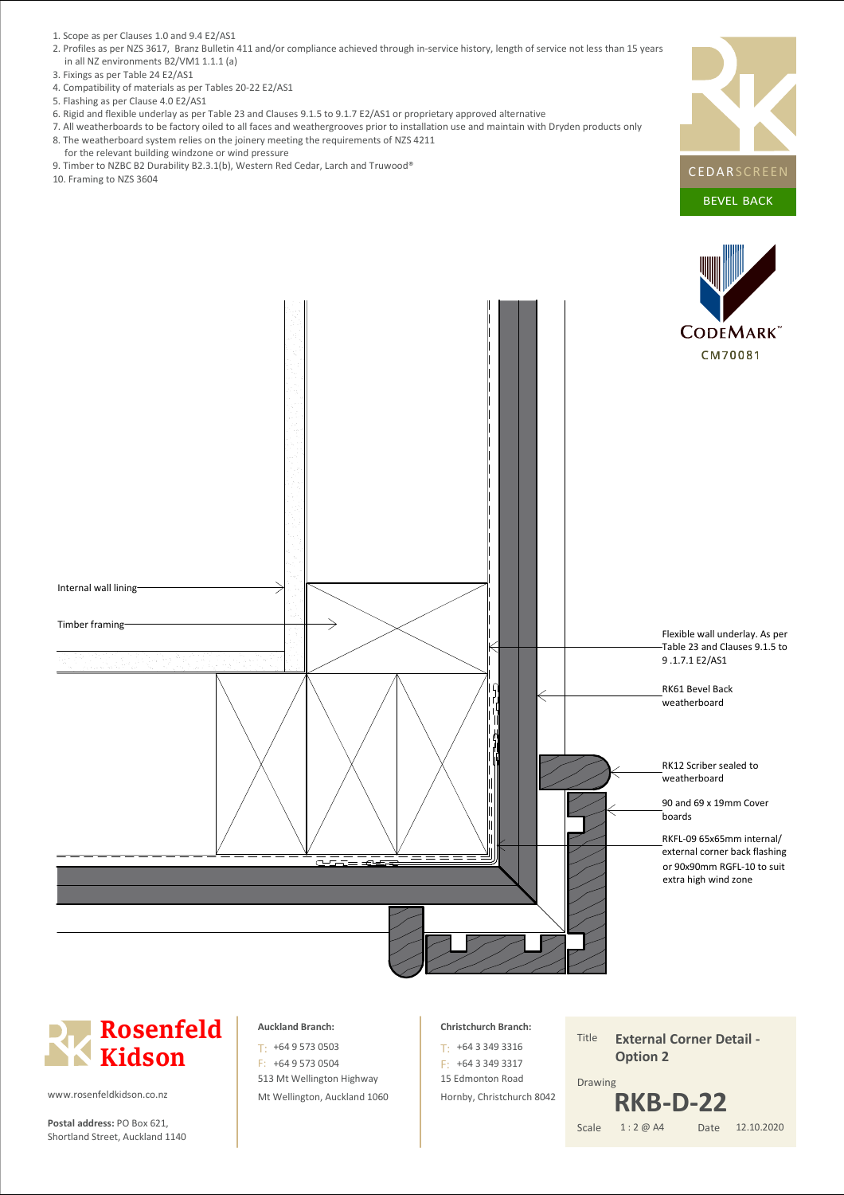1. Scope as per Clauses 1.0 and 9.4 E2/AS1
2. Profiles as per NZS 3617, Branz Bulletin 411 and/or compliance achieved through in-service history, length of service not less than 15 years in all NZ environments B2/VM1 1.1.1 (a)
3. Fixings as per Table 24 E2/AS1
4. Compatibility of materials as per Tables 20-22 E2/AS1
5. Flashing as per Clause 4.0 E2/AS1
6. Rigid and flexible underlay as per Table 23 and Clauses 9.1.5 to 9.1.7 E2/AS1 or proprietary approved alternative
7. All weatherboards to be factory oiled to all faces and weathergrooves prior to installation use and maintain with Dryden products only
8. The weatherboard system relies on the joinery meeting the requirements of NZS 4211 for the relevant building windzone or wind pressure
9. Timber to NZBC B2 Durability B2.3.1(b), Western Red Cedar, Larch and Truwood®
10. Framing to NZS 3604

CEDARSCREEN
BEVEL BACK

CODEMARK™
CM70081

Internal wall lining

Timber framing

Flexible wall underlay. As per Table 23 and Clauses 9.1.5 to 9 .1.7.1 E2/AS1

RK61 Bevel Back weatherboard

RK12 Scriber sealed to weatherboard

90 and 69 x 19mm Cover boards

RKFL-09 65x65mm internal/ external corner back flashing or 90x90mm RGFL-10 to suit extra high wind zone

**Rosenfeld Kidson**

www.rosenfeldkidson.co.nz

**Postal address:** PO Box 621, Shortland Street, Auckland 1140

**Auckland Branch:**
T: +64 9 573 0503
F: +64 9 573 0504
513 Mt Wellington Highway
Mt Wellington, Auckland 1060

**Christchurch Branch:**
T: +64 3 349 3316
F: +64 3 349 3317
15 Edmonton Road
Hornby, Christchurch 8042

Title **External Corner Detail - Option 2**

Drawing **RKB-D-22**

Scale 1 : 2 @ A4 Date 12.10.2020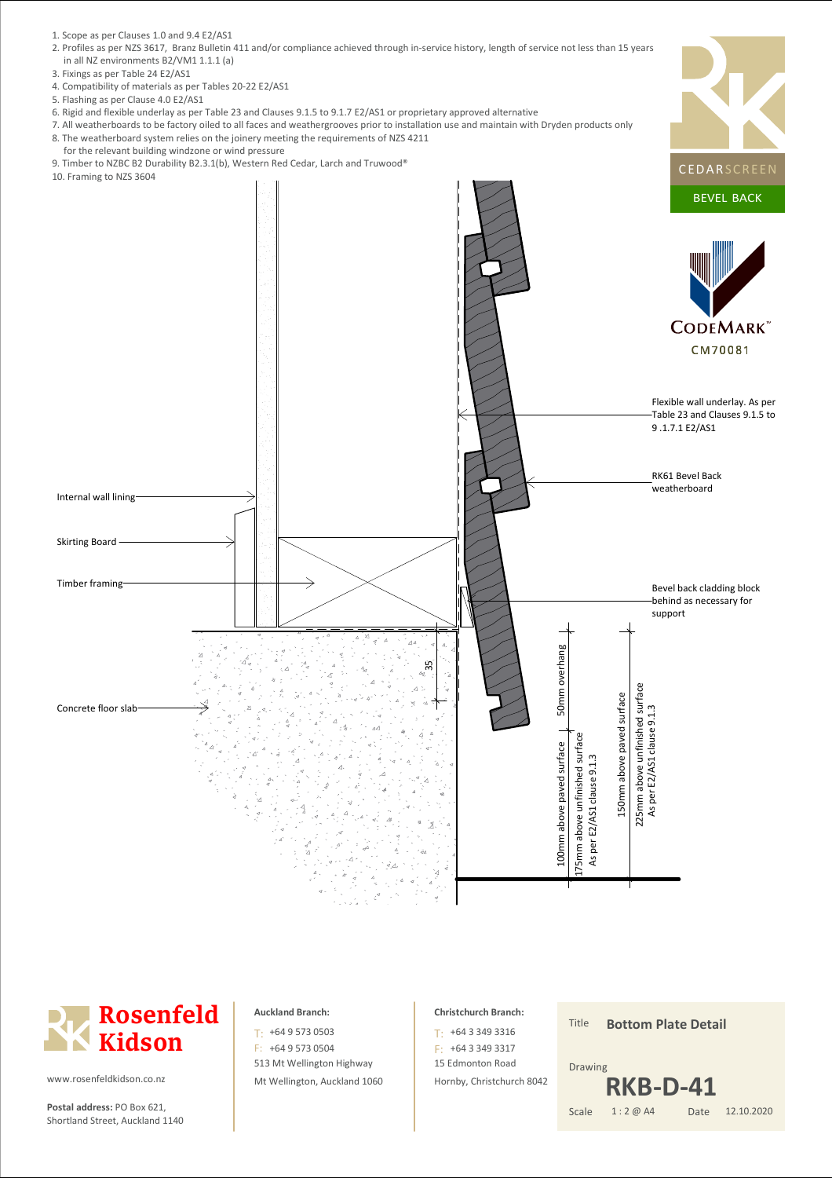1. Scope as per Clauses 1.0 and 9.4 E2/AS1
2. Profiles as per NZS 3617, Branz Bulletin 411 and/or compliance achieved through in-service history, length of service not less than 15 years in all NZ environments B2/VM1 1.1.1 (a)
3. Fixings as per Table 24 E2/AS1
4. Compatibility of materials as per Tables 20-22 E2/AS1
5. Flashing as per Clause 4.0 E2/AS1
6. Rigid and flexible underlay as per Table 23 and Clauses 9.1.5 to 9.1.7 E2/AS1 or proprietary approved alternative
7. All weatherboards to be factory oiled to all faces and weathergrooves prior to installation use and maintain with Dryden products only
8. The weatherboard system relies on the joinery meeting the requirements of NZS 4211 for the relevant building windzone or wind pressure
9. Timber to NZBC B2 Durability B2.3.1(b), Western Red Cedar, Larch and Truwood®
10. Framing to NZS 3604

CEDARSCREEN

BEVEL BACK

CODEMARK™

CM70081

Flexible wall underlay. As per Table 23 and Clauses 9.1.5 to 9 .1.7.1 E2/AS1

RK61 Bevel Back weatherboard

Internal wall lining

Skirting Board

Timber framing

Bevel back cladding block behind as necessary for support

35

Concrete floor slab

50mm overhang

100mm above paved surface

175mm above unfinished surface As per E2/AS1 clause 9.1.3

150mm above paved surface

225mm above unfinished surface As per E2/AS1 clause 9.1.3

**Rosenfeld Kidson**

www.rosenfeldkidson.co.nz

**Postal address:** PO Box 621, Shortland Street, Auckland 1140

**Auckland Branch:**
T: +64 9 573 0503
F: +64 9 573 0504
513 Mt Wellington Highway
Mt Wellington, Auckland 1060

**Christchurch Branch:**
T: +64 3 349 3316
F: +64 3 349 3317
15 Edmonton Road
Hornby, Christchurch 8042

Title **Bottom Plate Detail**

Drawing **RKB-D-41**

Scale 1 : 2 @ A4 Date 12.10.2020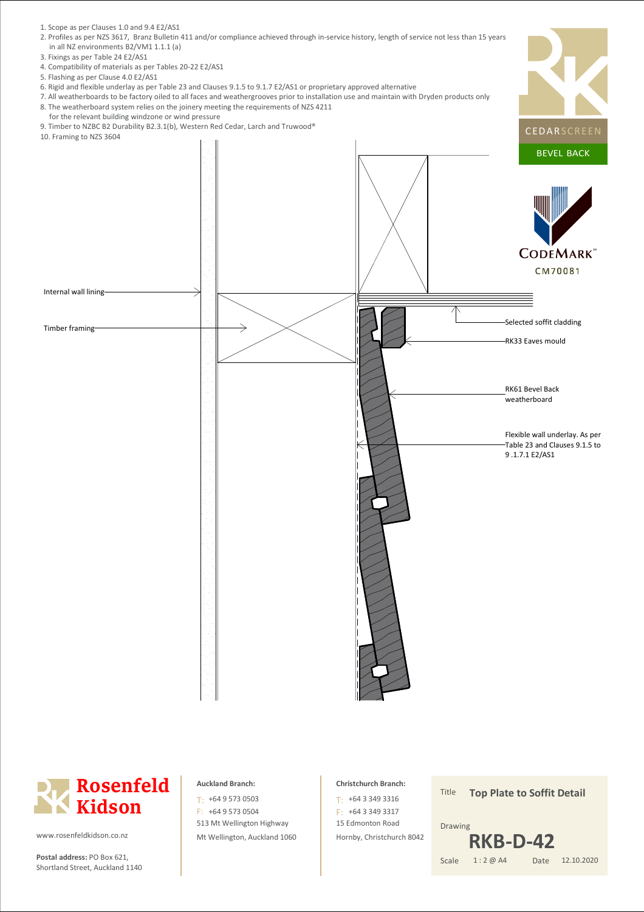1. Scope as per Clauses 1.0 and 9.4 E2/AS1
2. Profiles as per NZS 3617, Branz Bulletin 411 and/or compliance achieved through in-service history, length of service not less than 15 years in all NZ environments B2/VM1 1.1.1 (a)
3. Fixings as per Table 24 E2/AS1
4. Compatibility of materials as per Tables 20-22 E2/AS1
5. Flashing as per Clause 4.0 E2/AS1
6. Rigid and flexible underlay as per Table 23 and Clauses 9.1.5 to 9.1.7 E2/AS1 or proprietary approved alternative
7. All weatherboards to be factory oiled to all faces and weathergrooves prior to installation use and maintain with Dryden products only
8. The weatherboard system relies on the joinery meeting the requirements of NZS 4211 for the relevant building windzone or wind pressure
9. Timber to NZBC B2 Durability B2.3.1(b), Western Red Cedar, Larch and Truwood®
10. Framing to NZS 3604

CEDARSCREEN

BEVEL BACK

CODEMARK™

CM70081

Internal wall lining

Timber framing

Selected soffit cladding

RK33 Eaves mould

RK61 Bevel Back weatherboard

Flexible wall underlay. As per Table 23 and Clauses 9.1.5 to 9 .1.7.1 E2/AS1

**Rosenfeld Kidson**

www.rosenfeldkidson.co.nz

**Postal address:** PO Box 621, Shortland Street, Auckland 1140

**Auckland Branch:**
T: +64 9 573 0503
F: +64 9 573 0504
513 Mt Wellington Highway
Mt Wellington, Auckland 1060

**Christchurch Branch:**
T: +64 3 349 3316
F: +64 3 349 3317
15 Edmonton Road
Hornby, Christchurch 8042

Title **Top Plate to Soffit Detail**

Drawing **RKB-D-42**

Scale 1 : 2 @ A4 Date 12.10.2020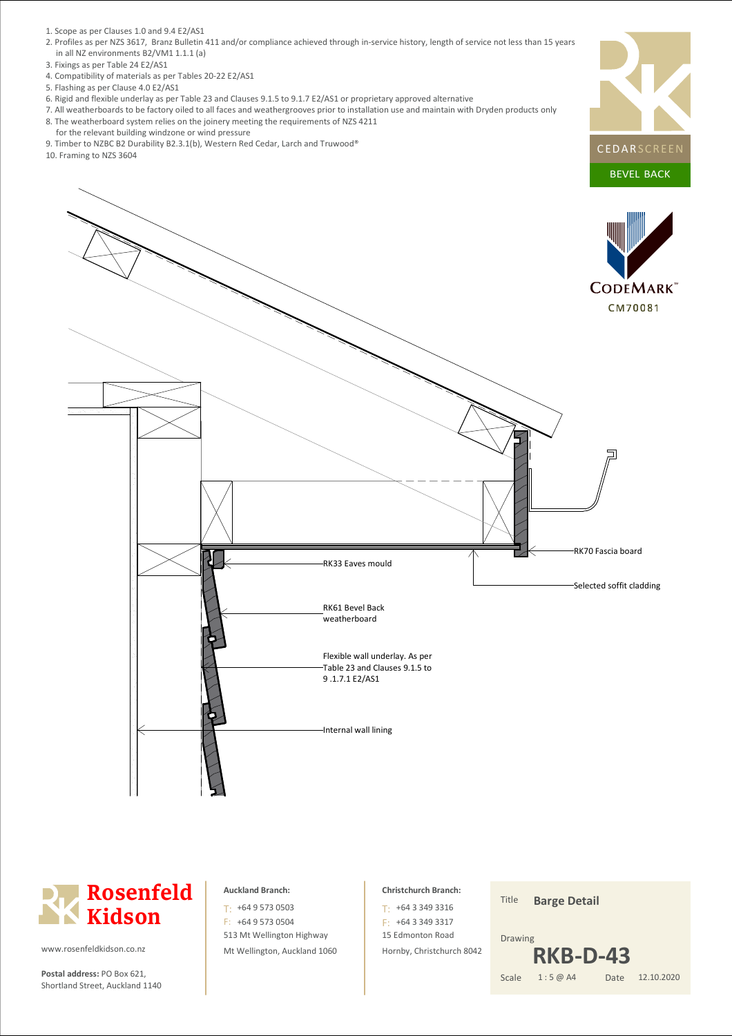1. Scope as per Clauses 1.0 and 9.4 E2/AS1
2. Profiles as per NZS 3617, Branz Bulletin 411 and/or compliance achieved through in-service history, length of service not less than 15 years in all NZ environments B2/VM1 1.1.1 (a)
3. Fixings as per Table 24 E2/AS1
4. Compatibility of materials as per Tables 20-22 E2/AS1
5. Flashing as per Clause 4.0 E2/AS1
6. Rigid and flexible underlay as per Table 23 and Clauses 9.1.5 to 9.1.7 E2/AS1 or proprietary approved alternative
7. All weatherboards to be factory oiled to all faces and weathergrooves prior to installation use and maintain with Dryden products only
8. The weatherboard system relies on the joinery meeting the requirements of NZS 4211 for the relevant building windzone or wind pressure
9. Timber to NZBC B2 Durability B2.3.1(b), Western Red Cedar, Larch and Truwood®
10. Framing to NZS 3604

CEDARSCREEN
BEVEL BACK

CODEMARK™
CM70081

RK70 Fascia board

RK33 Eaves mould

Selected soffit cladding

RK61 Bevel Back weatherboard

Flexible wall underlay. As per Table 23 and Clauses 9.1.5 to 9 .1.7.1 E2/AS1

Internal wall lining

**Rosenfeld Kidson**

www.rosenfeldkidson.co.nz

**Postal address:** PO Box 621, Shortland Street, Auckland 1140

**Auckland Branch:**
T: +64 9 573 0503
F: +64 9 573 0504
513 Mt Wellington Highway
Mt Wellington, Auckland 1060

**Christchurch Branch:**
T: +64 3 349 3316
F: +64 3 349 3317
15 Edmonton Road
Hornby, Christchurch 8042

Title **Barge Detail**

Drawing **RKB-D-43**

Scale 1 : 5 @ A4 Date 12.10.2020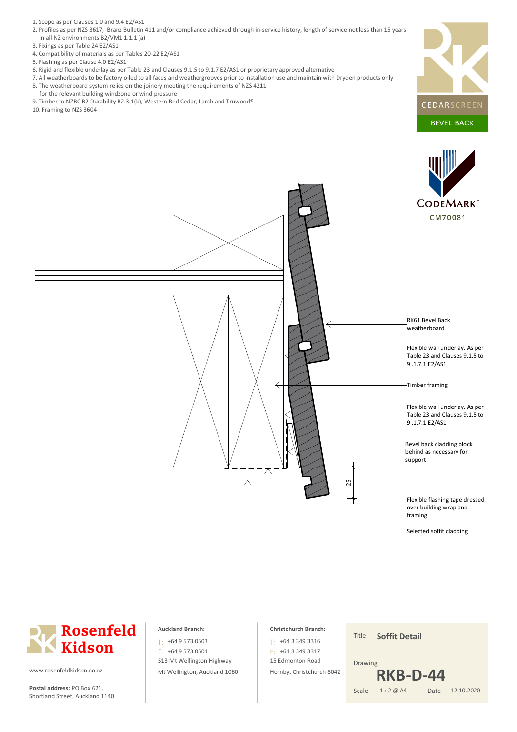1. Scope as per Clauses 1.0 and 9.4 E2/AS1
2. Profiles as per NZS 3617, Branz Bulletin 411 and/or compliance achieved through in-service history, length of service not less than 15 years in all NZ environments B2/VM1 1.1.1 (a)
3. Fixings as per Table 24 E2/AS1
4. Compatibility of materials as per Tables 20-22 E2/AS1
5. Flashing as per Clause 4.0 E2/AS1
6. Rigid and flexible underlay as per Table 23 and Clauses 9.1.5 to 9.1.7 E2/AS1 or proprietary approved alternative
7. All weatherboards to be factory oiled to all faces and weathergrooves prior to installation use and maintain with Dryden products only
8. The weatherboard system relies on the joinery meeting the requirements of NZS 4211 for the relevant building windzone or wind pressure
9. Timber to NZBC B2 Durability B2.3.1(b), Western Red Cedar, Larch and Truwood®
10. Framing to NZS 3604

CEDARSCREEN

BEVEL BACK

CODEMARK™
CM70081

RK61 Bevel Back weatherboard

Flexible wall underlay. As per Table 23 and Clauses 9.1.5 to 9 .1.7.1 E2/AS1

Timber framing

Flexible wall underlay. As per Table 23 and Clauses 9.1.5 to 9 .1.7.1 E2/AS1

Bevel back cladding block behind as necessary for support

25

Flexible flashing tape dressed over building wrap and framing

Selected soffit cladding

**Rosenfeld Kidson**

www.rosenfeldkidson.co.nz

**Postal address:** PO Box 621, Shortland Street, Auckland 1140

**Auckland Branch:**
T: +64 9 573 0503
F: +64 9 573 0504
513 Mt Wellington Highway
Mt Wellington, Auckland 1060

**Christchurch Branch:**
T: +64 3 349 3316
F: +64 3 349 3317
15 Edmonton Road
Hornby, Christchurch 8042

Title **Soffit Detail**

Drawing **RKB-D-44**

Scale 1 : 2 @ A4 Date 12.10.2020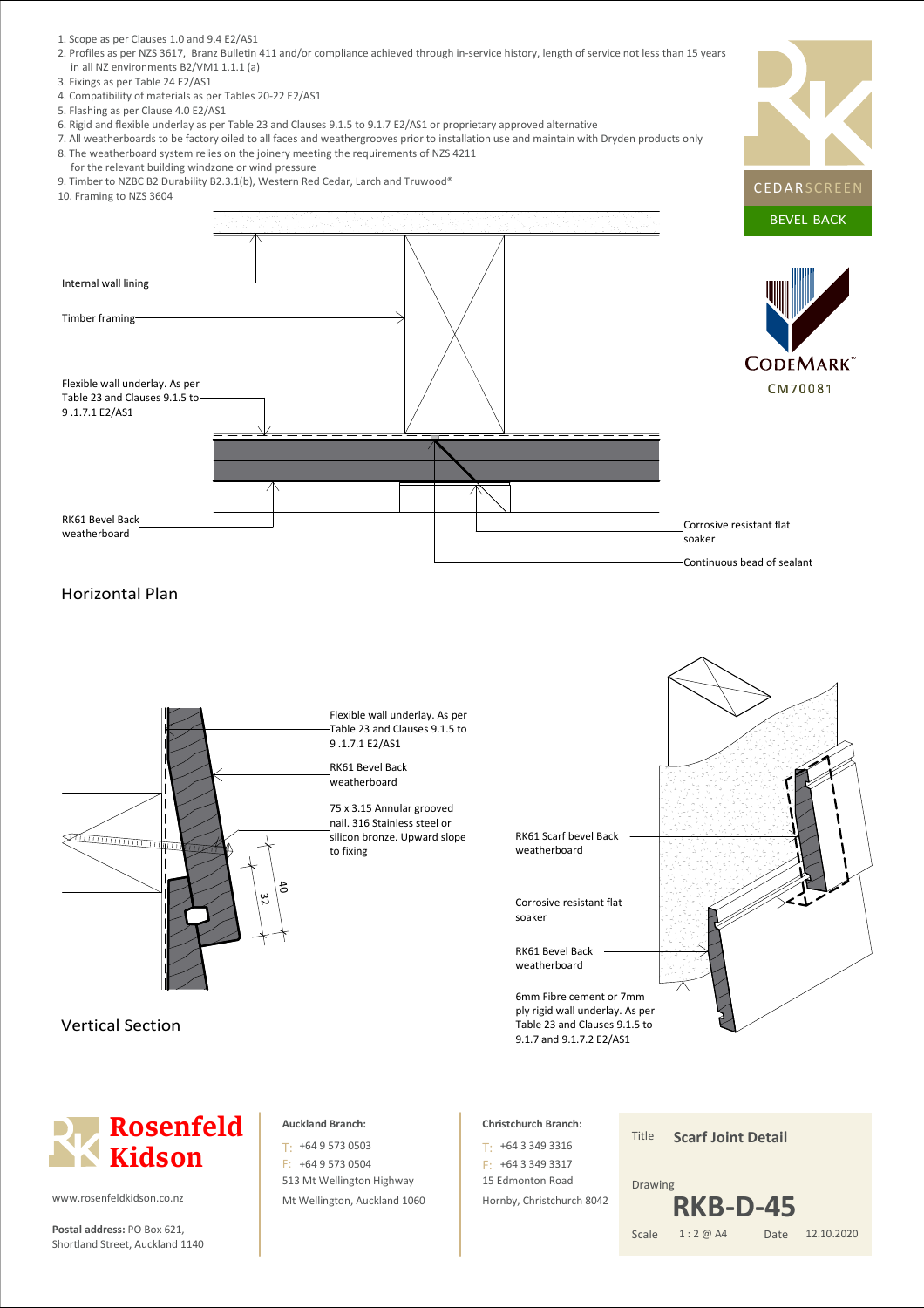1. Scope as per Clauses 1.0 and 9.4 E2/AS1
2. Profiles as per NZS 3617, Branz Bulletin 411 and/or compliance achieved through in-service history, length of service not less than 15 years in all NZ environments B2/VM1 1.1.1 (a)
3. Fixings as per Table 24 E2/AS1
4. Compatibility of materials as per Tables 20-22 E2/AS1
5. Flashing as per Clause 4.0 E2/AS1
6. Rigid and flexible underlay as per Table 23 and Clauses 9.1.5 to 9.1.7 E2/AS1 or proprietary approved alternative
7. All weatherboards to be factory oiled to all faces and weathergrooves prior to installation use and maintain with Dryden products only
8. The weatherboard system relies on the joinery meeting the requirements of NZS 4211 for the relevant building windzone or wind pressure
9. Timber to NZBC B2 Durability B2.3.1(b), Western Red Cedar, Larch and Truwood®
10. Framing to NZS 3604

CEDARSCREEN

BEVEL BACK

CODEMARK™ CM70081

Internal wall lining

Timber framing

Flexible wall underlay. As per Table 23 and Clauses 9.1.5 to 9.1.7.1 E2/AS1

RK61 Bevel Back weatherboard

Corrosive resistant flat soaker

Continuous bead of sealant

## Horizontal Plan

Flexible wall underlay. As per Table 23 and Clauses 9.1.5 to 9.1.7.1 E2/AS1

RK61 Bevel Back weatherboard

75 x 3.15 Annular grooved nail. 316 Stainless steel or silicon bronze. Upward slope to fixing

40

32

RK61 Scarf bevel Back weatherboard

Corrosive resistant flat soaker

RK61 Bevel Back weatherboard

6mm Fibre cement or 7mm ply rigid wall underlay. As per Table 23 and Clauses 9.1.5 to 9.1.7 and 9.1.7.2 E2/AS1

## Vertical Section

**Rosenfeld Kidson**

www.rosenfeldkidson.co.nz

**Postal address:** PO Box 621, Shortland Street, Auckland 1140

**Auckland Branch:**
T: +64 9 573 0503
F: +64 9 573 0504
513 Mt Wellington Highway
Mt Wellington, Auckland 1060

**Christchurch Branch:**
T: +64 3 349 3316
F: +64 3 349 3317
15 Edmonton Road
Hornby, Christchurch 8042

| | |
|---|---|
| Title | **Scarf Joint Detail** |
| Drawing | **RKB-D-45** |
| Scale | 1 : 2 @ A4 |
| Date | 12.10.2020 |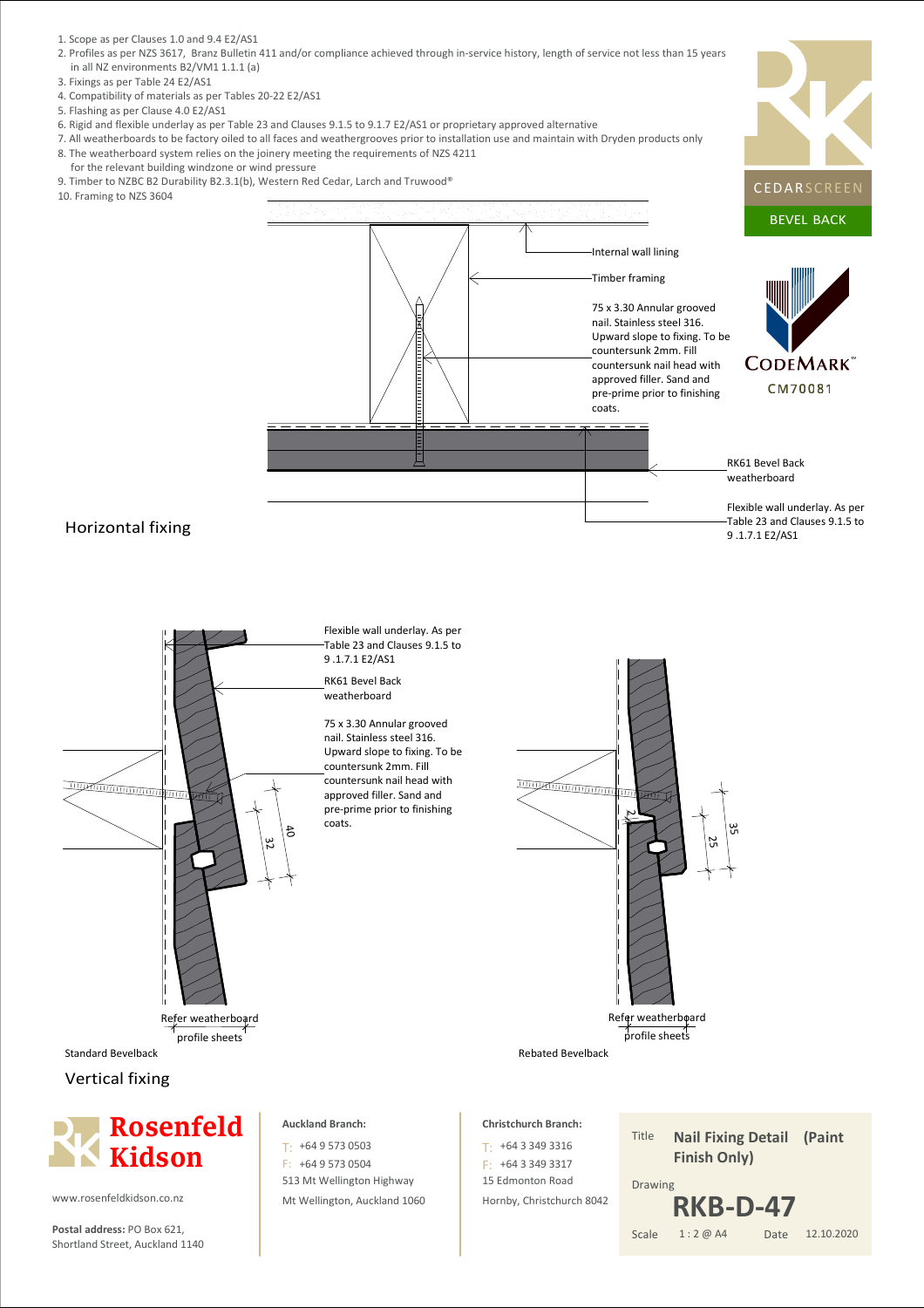1. Scope as per Clauses 1.0 and 9.4 E2/AS1
2. Profiles as per NZS 3617, Branz Bulletin 411 and/or compliance achieved through in-service history, length of service not less than 15 years in all NZ environments B2/VM1 1.1.1 (a)
3. Fixings as per Table 24 E2/AS1
4. Compatibility of materials as per Tables 20-22 E2/AS1
5. Flashing as per Clause 4.0 E2/AS1
6. Rigid and flexible underlay as per Table 23 and Clauses 9.1.5 to 9.1.7 E2/AS1 or proprietary approved alternative
7. All weatherboards to be factory oiled to all faces and weathergrooves prior to installation use and maintain with Dryden products only
8. The weatherboard system relies on the joinery meeting the requirements of NZS 4211 for the relevant building windzone or wind pressure
9. Timber to NZBC B2 Durability B2.3.1(b), Western Red Cedar, Larch and Truwood®
10. Framing to NZS 3604

CEDARSCREEN

BEVEL BACK

CODEMARK™ CM70081

## Horizontal fixing

- Internal wall lining
- Timber framing
- 75 x 3.30 Annular grooved nail. Stainless steel 316. Upward slope to fixing. To be countersunk 2mm. Fill countersunk nail head with approved filler. Sand and pre-prime prior to finishing coats.
- RK61 Bevel Back weatherboard
- Flexible wall underlay. As per Table 23 and Clauses 9.1.5 to 9 .1.7.1 E2/AS1

## Vertical fixing

### Standard Bevelback

- Flexible wall underlay. As per Table 23 and Clauses 9.1.5 to 9 .1.7.1 E2/AS1
- RK61 Bevel Back weatherboard
- 75 x 3.30 Annular grooved nail. Stainless steel 316. Upward slope to fixing. To be countersunk 2mm. Fill countersunk nail head with approved filler. Sand and pre-prime prior to finishing coats.
- 40
- 32
- Refer weatherboard profile sheets

### Rebated Bevelback

- 2
- 35
- 25
- Refer weatherboard profile sheets

**Rosenfeld Kidson**

www.rosenfeldkidson.co.nz

**Postal address:** PO Box 621, Shortland Street, Auckland 1140

**Auckland Branch:**
T: +64 9 573 0503
F: +64 9 573 0504
513 Mt Wellington Highway
Mt Wellington, Auckland 1060

**Christchurch Branch:**
T: +64 3 349 3316
F: +64 3 349 3317
15 Edmonton Road
Hornby, Christchurch 8042

| | |
|---|---|
| Title | **Nail Fixing Detail (Paint Finish Only)** |
| Drawing | **RKB-D-47** |
| Scale | 1 : 2 @ A4 |
| Date | 12.10.2020 |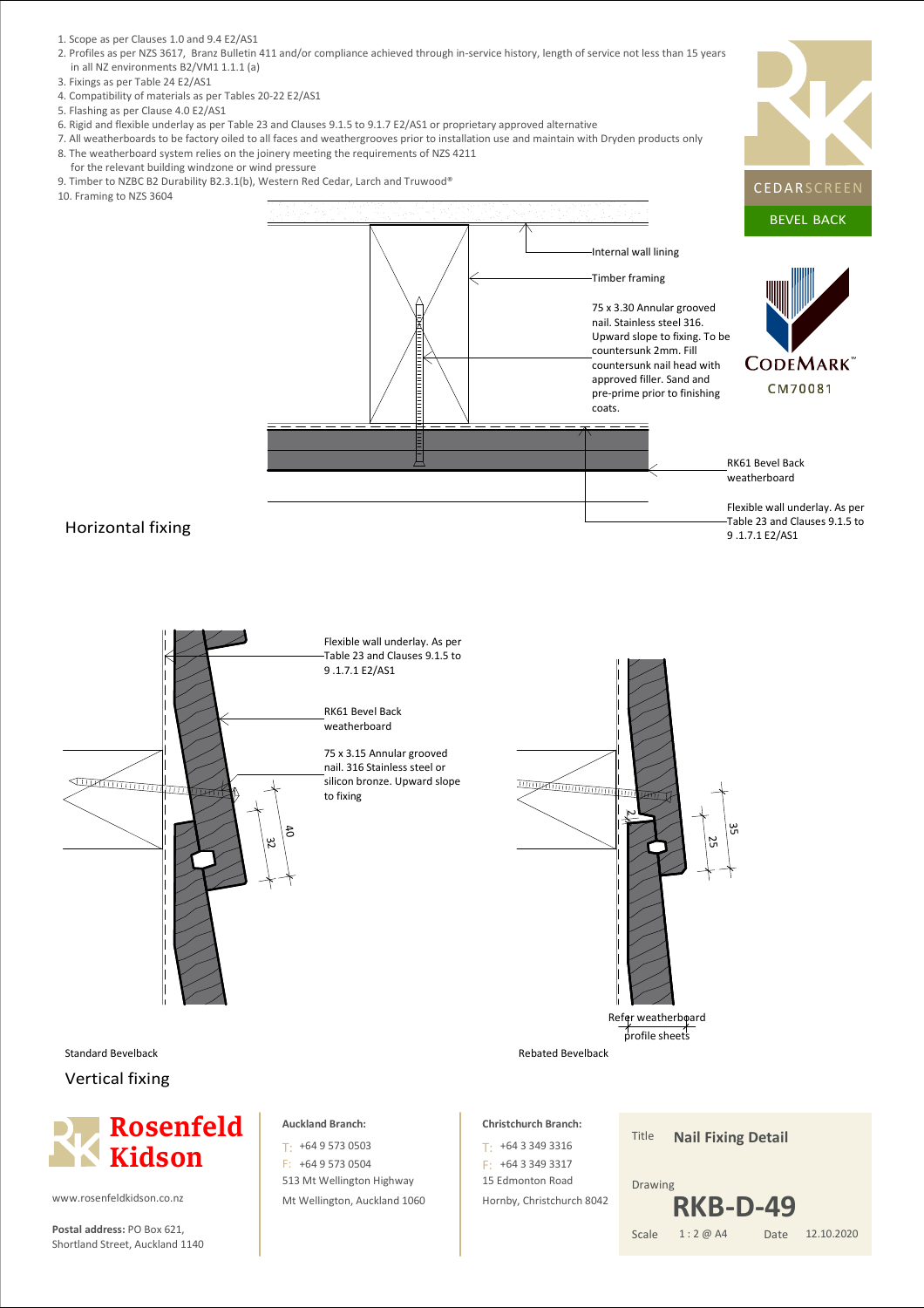1. Scope as per Clauses 1.0 and 9.4 E2/AS1
2. Profiles as per NZS 3617, Branz Bulletin 411 and/or compliance achieved through in-service history, length of service not less than 15 years in all NZ environments B2/VM1 1.1.1 (a)
3. Fixings as per Table 24 E2/AS1
4. Compatibility of materials as per Tables 20-22 E2/AS1
5. Flashing as per Clause 4.0 E2/AS1
6. Rigid and flexible underlay as per Table 23 and Clauses 9.1.5 to 9.1.7 E2/AS1 or proprietary approved alternative
7. All weatherboards to be factory oiled to all faces and weathergrooves prior to installation use and maintain with Dryden products only
8. The weatherboard system relies on the joinery meeting the requirements of NZS 4211 for the relevant building windzone or wind pressure
9. Timber to NZBC B2 Durability B2.3.1(b), Western Red Cedar, Larch and Truwood®
10. Framing to NZS 3604

CEDARSCREEN

BEVEL BACK

CODEMARK™ CM70081

## Horizontal fixing

Internal wall lining

Timber framing

75 x 3.30 Annular grooved nail. Stainless steel 316. Upward slope to fixing. To be countersunk 2mm. Fill countersunk nail head with approved filler. Sand and pre-prime prior to finishing coats.

RK61 Bevel Back weatherboard

Flexible wall underlay. As per Table 23 and Clauses 9.1.5 to 9 .1.7.1 E2/AS1

## Vertical fixing

Flexible wall underlay. As per Table 23 and Clauses 9.1.5 to 9 .1.7.1 E2/AS1

RK61 Bevel Back weatherboard

75 x 3.15 Annular grooved nail. 316 Stainless steel or silicon bronze. Upward slope to fixing

40

32

Standard Bevelback

2

35

25

Refer weatherboard profile sheets

Rebated Bevelback

**Rosenfeld Kidson**

www.rosenfeldkidson.co.nz

**Postal address:** PO Box 621, Shortland Street, Auckland 1140

**Auckland Branch:**
T: +64 9 573 0503
F: +64 9 573 0504
513 Mt Wellington Highway
Mt Wellington, Auckland 1060

**Christchurch Branch:**
T: +64 3 349 3316
F: +64 3 349 3317
15 Edmonton Road
Hornby, Christchurch 8042

| | |
|---|---|
| Title | **Nail Fixing Detail** |
| Drawing | **RKB-D-49** |
| Scale | 1 : 2 @ A4 |
| Date | 12.10.2020 |